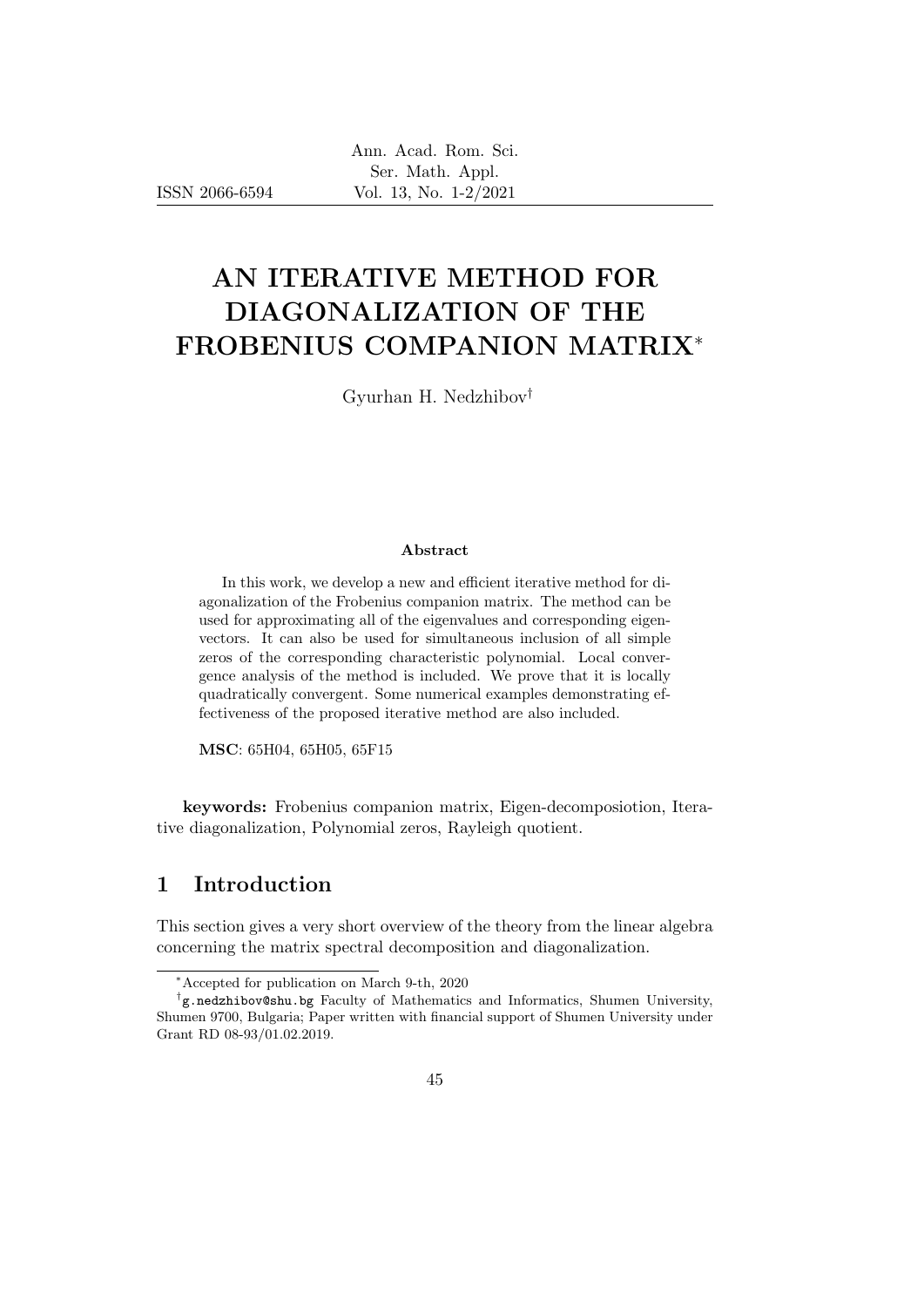# AN ITERATIVE METHOD FOR DIAGONALIZATION OF THE FROBENIUS COMPANION MATRIX*

Gyurhan H. Nedzhibov[†]

### Abstract

In this work, we develop a new and efficient iterative method for diagonalization of the Frobenius companion matrix. The method can be used for approximating all of the eigenvalues and corresponding eigenvectors. It can also be used for simultaneous inclusion of all simple zeros of the corresponding characteristic polynomial. Local convergence analysis of the method is included. We prove that it is locally quadratically convergent. Some numerical examples demonstrating effectiveness of the proposed iterative method are also included.

**MSC**: 65H04, 65H05, 65F15

**keywords:** Frobenius companion matrix, Eigen-decomposiotion, Iterative diagonalization, Polynomial zeros, Rayleigh quotient.

## 1 Introduction

This section gives a very short overview of the theory from the linear algebra concerning the matrix spectral decomposition and diagonalization.

---

*Accepted for publication on March 9-th, 2020

[†]g.nedzhibov@shu.bg Faculty of Mathematics and Informatics, Shumen University, Shumen 9700, Bulgaria; Paper written with financial support of Shumen University under Grant RD 08-93/01.02.2019.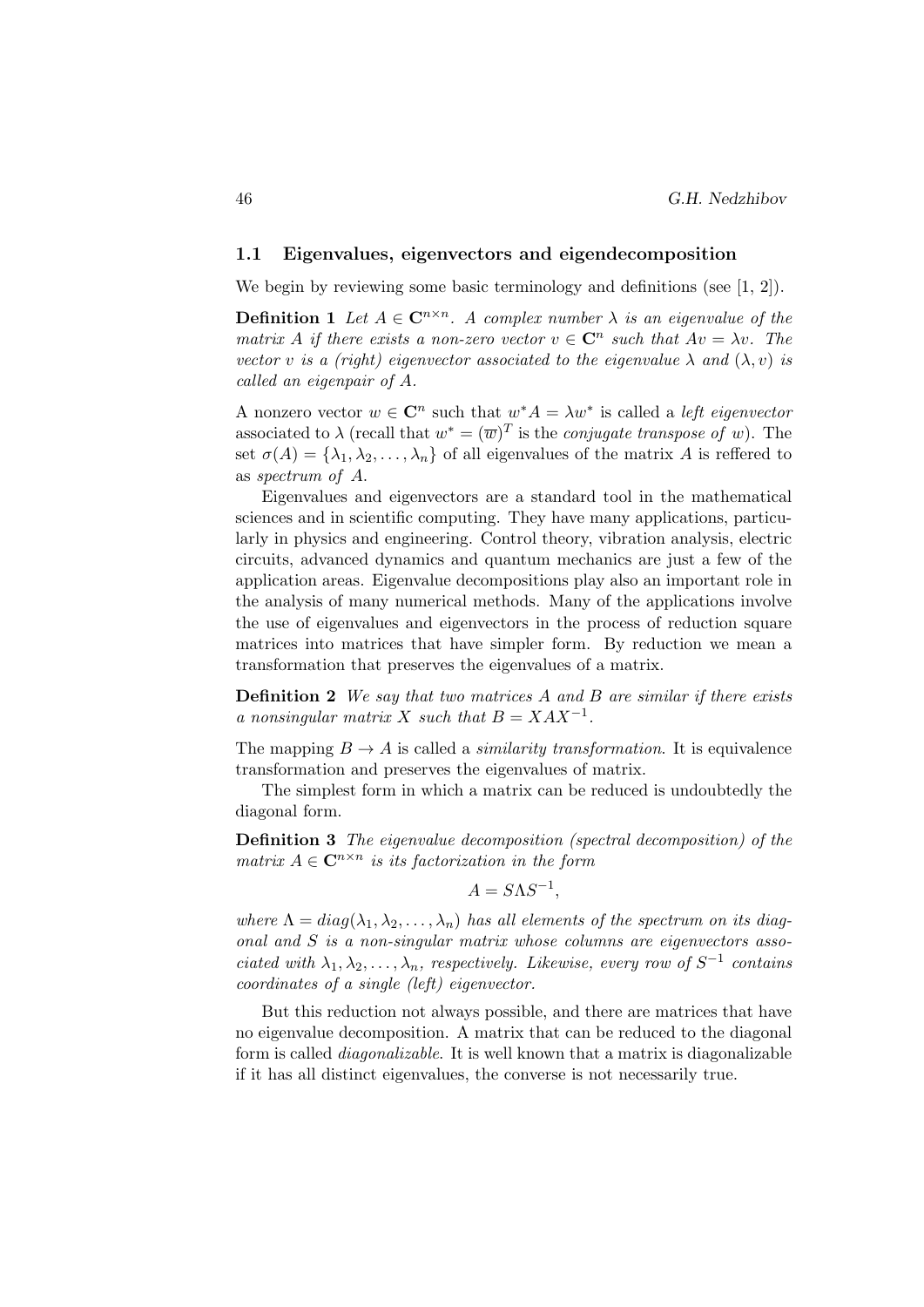### 1.1 Eigenvalues, eigenvectors and eigendecomposition

We begin by reviewing some basic terminology and definitions (see [1, 2]).

**Definition 1** *Let $A \in \mathbf{C}^{n\times n}$. A complex number $\lambda$ is an eigenvalue of the matrix $A$ if there exists a non-zero vector $v \in \mathbf{C}^n$ such that $Av = \lambda v$. The vector $v$ is a (right) eigenvector associated to the eigenvalue $\lambda$ and $(\lambda, v)$ is called an eigenpair of $A$.*

A nonzero vector $w \in \mathbf{C}^n$ such that $w^*A = \lambda w^*$ is called a *left eigenvector* associated to $\lambda$ (recall that $w^* = (\overline{w})^T$ is the *conjugate transpose of* $w$). The set $\sigma(A) = \{\lambda_1, \lambda_2, \ldots, \lambda_n\}$ of all eigenvalues of the matrix $A$ is reffered to as *spectrum of* $A$.

Eigenvalues and eigenvectors are a standard tool in the mathematical sciences and in scientific computing. They have many applications, particularly in physics and engineering. Control theory, vibration analysis, electric circuits, advanced dynamics and quantum mechanics are just a few of the application areas. Eigenvalue decompositions play also an important role in the analysis of many numerical methods. Many of the applications involve the use of eigenvalues and eigenvectors in the process of reduction square matrices into matrices that have simpler form. By reduction we mean a transformation that preserves the eigenvalues of a matrix.

**Definition 2** *We say that two matrices $A$ and $B$ are similar if there exists a nonsingular matrix $X$ such that $B = XAX^{-1}$.*

The mapping $B \to A$ is called a *similarity transformation*. It is equivalence transformation and preserves the eigenvalues of matrix.

The simplest form in which a matrix can be reduced is undoubtedly the diagonal form.

**Definition 3** *The eigenvalue decomposition (spectral decomposition) of the matrix $A \in \mathbf{C}^{n\times n}$ is its factorization in the form*

$$A = S\Lambda S^{-1},$$

*where $\Lambda = diag(\lambda_1, \lambda_2, \ldots, \lambda_n)$ has all elements of the spectrum on its diagonal and $S$ is a non-singular matrix whose columns are eigenvectors associated with $\lambda_1, \lambda_2, \ldots, \lambda_n$, respectively. Likewise, every row of $S^{-1}$ contains coordinates of a single (left) eigenvector.*

But this reduction not always possible, and there are matrices that have no eigenvalue decomposition. A matrix that can be reduced to the diagonal form is called *diagonalizable*. It is well known that a matrix is diagonalizable if it has all distinct eigenvalues, the converse is not necessarily true.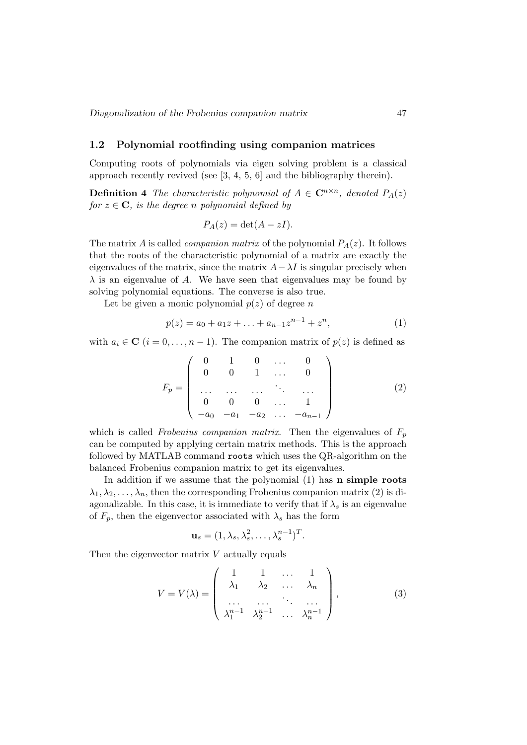## 1.2 Polynomial rootfinding using companion matrices

Computing roots of polynomials via eigen solving problem is a classical approach recently revived (see [3, 4, 5, 6] and the bibliography therein).

**Definition 4** *The characteristic polynomial of $A \in \mathbf{C}^{n\times n}$, denoted $P_A(z)$ for $z \in \mathbf{C}$, is the degree $n$ polynomial defined by*

$$P_A(z) = \det(A - zI).$$

The matrix $A$ is called *companion matrix* of the polynomial $P_A(z)$. It follows that the roots of the characteristic polynomial of a matrix are exactly the eigenvalues of the matrix, since the matrix $A - \lambda I$ is singular precisely when $\lambda$ is an eigenvalue of $A$. We have seen that eigenvalues may be found by solving polynomial equations. The converse is also true.

Let be given a monic polynomial $p(z)$ of degree $n$

$$p(z) = a_0 + a_1 z + \ldots + a_{n-1} z^{n-1} + z^n, \tag{1}$$

with $a_i \in \mathbf{C}$ $(i = 0, \ldots, n-1)$. The companion matrix of $p(z)$ is defined as

$$F_p = \begin{pmatrix} 0 & 1 & 0 & \ldots & 0 \\ 0 & 0 & 1 & \ldots & 0 \\ \ldots & \ldots & \ldots & \ddots & \ldots \\ 0 & 0 & 0 & \ldots & 1 \\ -a_0 & -a_1 & -a_2 & \ldots & -a_{n-1} \end{pmatrix} \tag{2}$$

which is called *Frobenius companion matrix*. Then the eigenvalues of $F_p$ can be computed by applying certain matrix methods. This is the approach followed by MATLAB command `roots` which uses the QR-algorithm on the balanced Frobenius companion matrix to get its eigenvalues.

In addition if we assume that the polynomial (1) has **n simple roots** $\lambda_1, \lambda_2, \ldots, \lambda_n$, then the corresponding Frobenius companion matrix (2) is diagonalizable. In this case, it is immediate to verify that if $\lambda_s$ is an eigenvalue of $F_p$, then the eigenvector associated with $\lambda_s$ has the form

$$\mathbf{u}_s = (1, \lambda_s, \lambda_s^2, \ldots, \lambda_s^{n-1})^T.$$

Then the eigenvector matrix $V$ actually equals

$$V = V(\lambda) = \begin{pmatrix} 1 & 1 & \ldots & 1 \\ \lambda_1 & \lambda_2 & \ldots & \lambda_n \\ \ldots & \ldots & \ddots & \ldots \\ \lambda_1^{n-1} & \lambda_2^{n-1} & \ldots & \lambda_n^{n-1} \end{pmatrix}, \tag{3}$$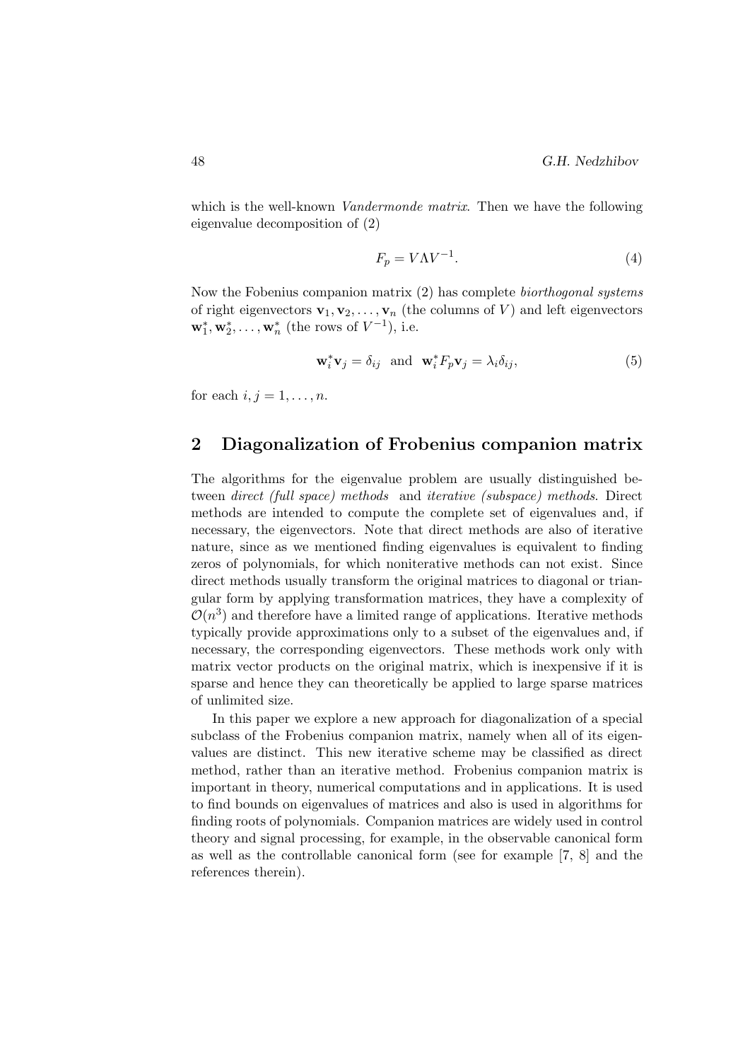which is the well-known *Vandermonde matrix*. Then we have the following eigenvalue decomposition of (2)

$$F_p = V\Lambda V^{-1}. \tag{4}$$

Now the Fobenius companion matrix (2) has complete *biorthogonal systems* of right eigenvectors $\mathbf{v}_1, \mathbf{v}_2, \ldots, \mathbf{v}_n$ (the columns of $V$) and left eigenvectors $\mathbf{w}_1^*, \mathbf{w}_2^*, \ldots, \mathbf{w}_n^*$ (the rows of $V^{-1}$), i.e.

$$\mathbf{w}_i^* \mathbf{v}_j = \delta_{ij} \ \text{ and } \ \mathbf{w}_i^* F_p \mathbf{v}_j = \lambda_i \delta_{ij}, \tag{5}$$

for each $i, j = 1, \ldots, n$.

## 2 Diagonalization of Frobenius companion matrix

The algorithms for the eigenvalue problem are usually distinguished between *direct (full space) methods* and *iterative (subspace) methods*. Direct methods are intended to compute the complete set of eigenvalues and, if necessary, the eigenvectors. Note that direct methods are also of iterative nature, since as we mentioned finding eigenvalues is equivalent to finding zeros of polynomials, for which noniterative methods can not exist. Since direct methods usually transform the original matrices to diagonal or triangular form by applying transformation matrices, they have a complexity of $\mathcal{O}(n^3)$ and therefore have a limited range of applications. Iterative methods typically provide approximations only to a subset of the eigenvalues and, if necessary, the corresponding eigenvectors. These methods work only with matrix vector products on the original matrix, which is inexpensive if it is sparse and hence they can theoretically be applied to large sparse matrices of unlimited size.

In this paper we explore a new approach for diagonalization of a special subclass of the Frobenius companion matrix, namely when all of its eigenvalues are distinct. This new iterative scheme may be classified as direct method, rather than an iterative method. Frobenius companion matrix is important in theory, numerical computations and in applications. It is used to find bounds on eigenvalues of matrices and also is used in algorithms for finding roots of polynomials. Companion matrices are widely used in control theory and signal processing, for example, in the observable canonical form as well as the controllable canonical form (see for example [7, 8] and the references therein).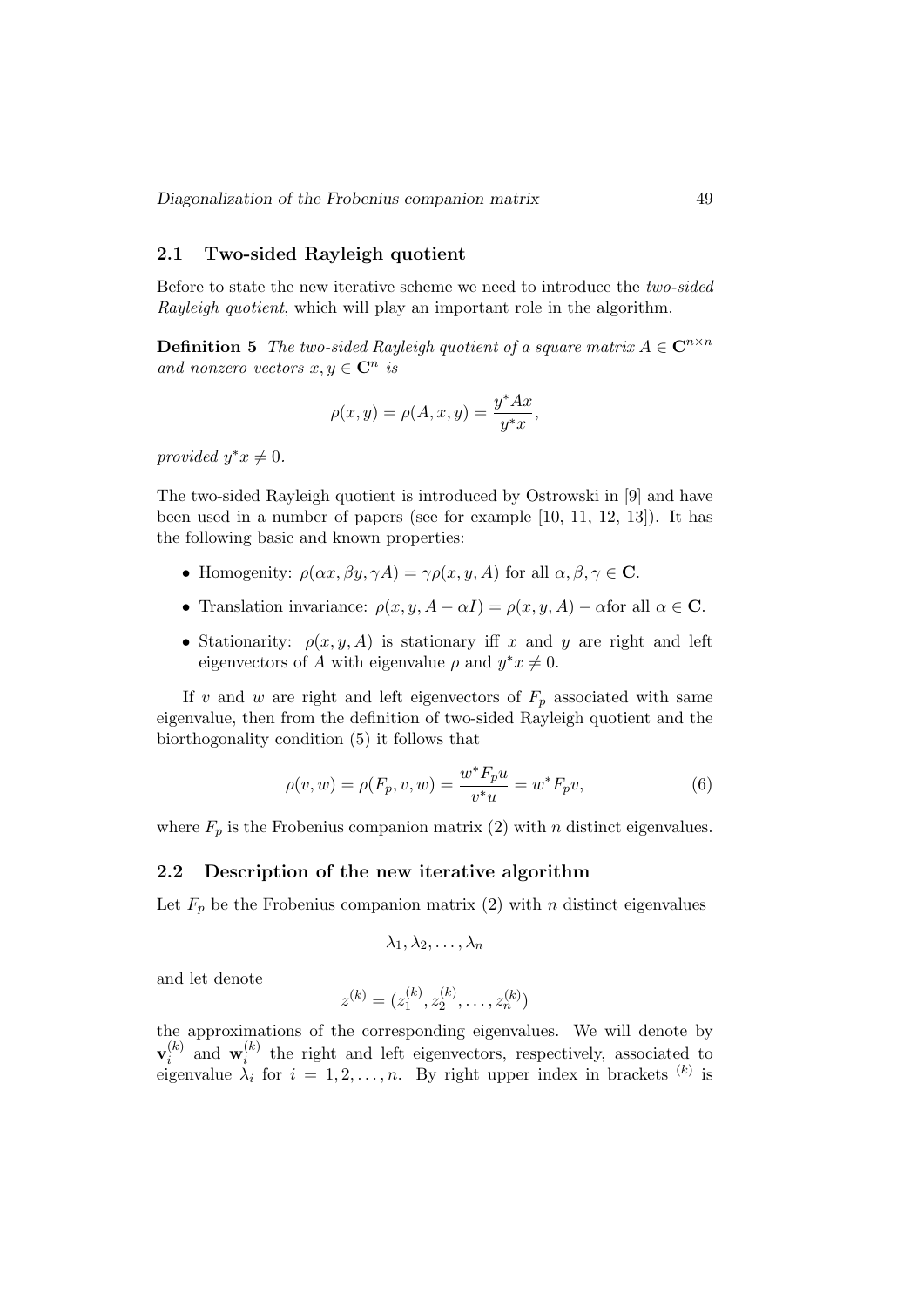## 2.1 Two-sided Rayleigh quotient

Before to state the new iterative scheme we need to introduce the *two-sided Rayleigh quotient*, which will play an important role in the algorithm.

**Definition 5** *The two-sided Rayleigh quotient of a square matrix $A \in \mathbf{C}^{n\times n}$ and nonzero vectors $x, y \in \mathbf{C}^n$ is*

$$\rho(x, y) = \rho(A, x, y) = \frac{y^* A x}{y^* x},$$

*provided $y^* x \neq 0$.*

The two-sided Rayleigh quotient is introduced by Ostrowski in [9] and have been used in a number of papers (see for example [10, 11, 12, 13]). It has the following basic and known properties:

- Homogenity: $\rho(\alpha x, \beta y, \gamma A) = \gamma \rho(x, y, A)$ for all $\alpha, \beta, \gamma \in \mathbf{C}$.
- Translation invariance: $\rho(x, y, A - \alpha I) = \rho(x, y, A) - \alpha$for all $\alpha \in \mathbf{C}$.
- Stationarity: $\rho(x, y, A)$ is stationary iff $x$ and $y$ are right and left eigenvectors of $A$ with eigenvalue $\rho$ and $y^* x \neq 0$.

If $v$ and $w$ are right and left eigenvectors of $F_p$ associated with same eigenvalue, then from the definition of two-sided Rayleigh quotient and the biorthogonality condition (5) it follows that

$$\rho(v, w) = \rho(F_p, v, w) = \frac{w^* F_p u}{v^* u} = w^* F_p v, \tag{6}$$

where $F_p$ is the Frobenius companion matrix (2) with $n$ distinct eigenvalues.

## 2.2 Description of the new iterative algorithm

Let $F_p$ be the Frobenius companion matrix (2) with $n$ distinct eigenvalues

$$\lambda_1, \lambda_2, \ldots, \lambda_n$$

and let denote

$$z^{(k)} = (z_1^{(k)}, z_2^{(k)}, \ldots, z_n^{(k)})$$

the approximations of the corresponding eigenvalues. We will denote by $\mathbf{v}_i^{(k)}$ and $\mathbf{w}_i^{(k)}$ the right and left eigenvectors, respectively, associated to eigenvalue $\lambda_i$ for $i = 1, 2, \ldots, n$. By right upper index in brackets $^{(k)}$ is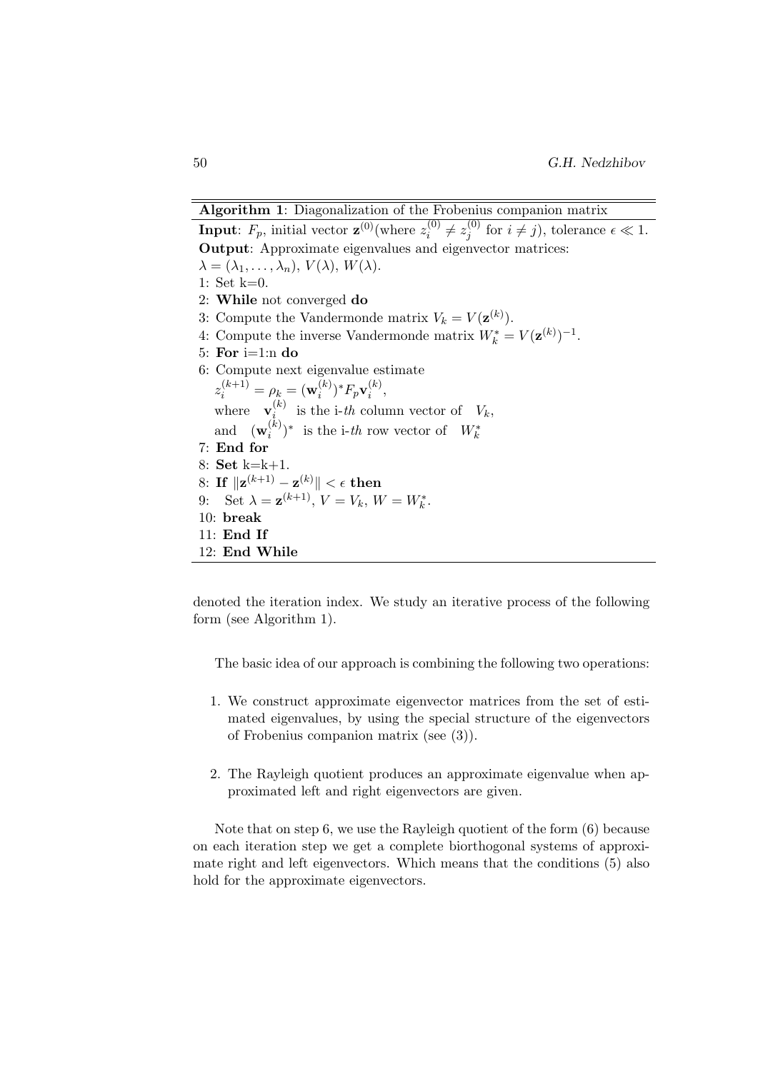**Algorithm 1**: Diagonalization of the Frobenius companion matrix

**Input**: $F_p$, initial vector $\mathbf{z}^{(0)}$(where $z_i^{(0)} \neq z_j^{(0)}$ for $i \neq j$), tolerance $\epsilon \ll 1$.
**Output**: Approximate eigenvalues and eigenvector matrices:
$\lambda = (\lambda_1, \ldots, \lambda_n)$, $V(\lambda)$, $W(\lambda)$.
1: Set k=0.
2: **While** not converged **do**
3: Compute the Vandermonde matrix $V_k = V(\mathbf{z}^{(k)})$.
4: Compute the inverse Vandermonde matrix $W_k^* = V(\mathbf{z}^{(k)})^{-1}$.
5: **For** i=1:n **do**
6: Compute next eigenvalue estimate
  $z_i^{(k+1)} = \rho_k = (\mathbf{w}_i^{(k)})^* F_p \mathbf{v}_i^{(k)}$,
  where $\mathbf{v}_i^{(k)}$ is the i-*th* column vector of $V_k$,
  and $(\mathbf{w}_i^{(k)})^*$ is the i-*th* row vector of $W_k^*$
7: **End for**
8: **Set** k=k+1.
8: **If** $\|\mathbf{z}^{(k+1)} - \mathbf{z}^{(k)}\| < \epsilon$ **then**
9:  Set $\lambda = \mathbf{z}^{(k+1)}$, $V = V_k$, $W = W_k^*$.
10: **break**
11: **End If**
12: **End While**

denoted the iteration index. We study an iterative process of the following form (see Algorithm 1).

The basic idea of our approach is combining the following two operations:

1. We construct approximate eigenvector matrices from the set of estimated eigenvalues, by using the special structure of the eigenvectors of Frobenius companion matrix (see (3)).

2. The Rayleigh quotient produces an approximate eigenvalue when approximated left and right eigenvectors are given.

Note that on step 6, we use the Rayleigh quotient of the form (6) because on each iteration step we get a complete biorthogonal systems of approximate right and left eigenvectors. Which means that the conditions (5) also hold for the approximate eigenvectors.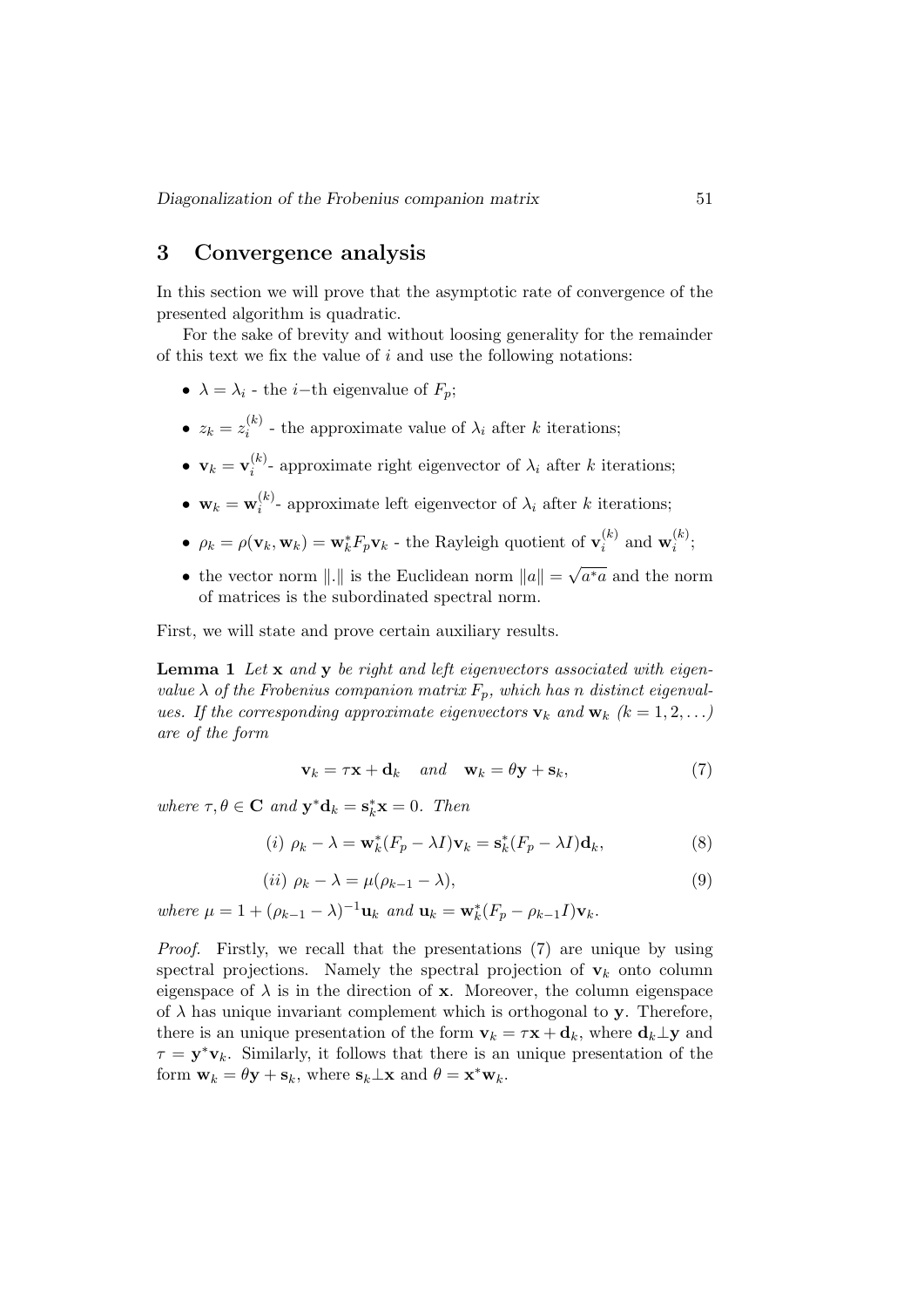## 3 Convergence analysis

In this section we will prove that the asymptotic rate of convergence of the presented algorithm is quadratic.

For the sake of brevity and without loosing generality for the remainder of this text we fix the value of $i$ and use the following notations:

- $\lambda = \lambda_i$ - the $i-$th eigenvalue of $F_p$;
- $z_k = z_i^{(k)}$ - the approximate value of $\lambda_i$ after $k$ iterations;
- $\mathbf{v}_k = \mathbf{v}_i^{(k)}$- approximate right eigenvector of $\lambda_i$ after $k$ iterations;
- $\mathbf{w}_k = \mathbf{w}_i^{(k)}$- approximate left eigenvector of $\lambda_i$ after $k$ iterations;
- $\rho_k = \rho(\mathbf{v}_k, \mathbf{w}_k) = \mathbf{w}_k^* F_p \mathbf{v}_k$ - the Rayleigh quotient of $\mathbf{v}_i^{(k)}$ and $\mathbf{w}_i^{(k)}$;
- the vector norm $\|.\|$ is the Euclidean norm $\|a\| = \sqrt{a^*a}$ and the norm of matrices is the subordinated spectral norm.

First, we will state and prove certain auxiliary results.

**Lemma 1** *Let $\mathbf{x}$ and $\mathbf{y}$ be right and left eigenvectors associated with eigenvalue $\lambda$ of the Frobenius companion matrix $F_p$, which has $n$ distinct eigenvalues. If the corresponding approximate eigenvectors $\mathbf{v}_k$ and $\mathbf{w}_k$ $(k = 1, 2, \ldots)$ are of the form*

$$\mathbf{v}_k = \tau\mathbf{x} + \mathbf{d}_k \quad \textit{and} \quad \mathbf{w}_k = \theta\mathbf{y} + \mathbf{s}_k, \tag{7}$$

*where $\tau, \theta \in \mathbf{C}$ and $\mathbf{y}^*\mathbf{d}_k = \mathbf{s}_k^*\mathbf{x} = 0$. Then*

$$(i)\ \rho_k - \lambda = \mathbf{w}_k^*(F_p - \lambda I)\mathbf{v}_k = \mathbf{s}_k^*(F_p - \lambda I)\mathbf{d}_k, \tag{8}$$

$$(ii)\ \rho_k - \lambda = \mu(\rho_{k-1} - \lambda), \tag{9}$$

*where $\mu = 1 + (\rho_{k-1} - \lambda)^{-1}\mathbf{u}_k$ and $\mathbf{u}_k = \mathbf{w}_k^*(F_p - \rho_{k-1}I)\mathbf{v}_k$.*

*Proof.* Firstly, we recall that the presentations (7) are unique by using spectral projections. Namely the spectral projection of $\mathbf{v}_k$ onto column eigenspace of $\lambda$ is in the direction of $\mathbf{x}$. Moreover, the column eigenspace of $\lambda$ has unique invariant complement which is orthogonal to $\mathbf{y}$. Therefore, there is an unique presentation of the form $\mathbf{v}_k = \tau\mathbf{x} + \mathbf{d}_k$, where $\mathbf{d}_k \perp \mathbf{y}$ and $\tau = \mathbf{y}^*\mathbf{v}_k$. Similarly, it follows that there is an unique presentation of the form $\mathbf{w}_k = \theta\mathbf{y} + \mathbf{s}_k$, where $\mathbf{s}_k \perp \mathbf{x}$ and $\theta = \mathbf{x}^*\mathbf{w}_k$.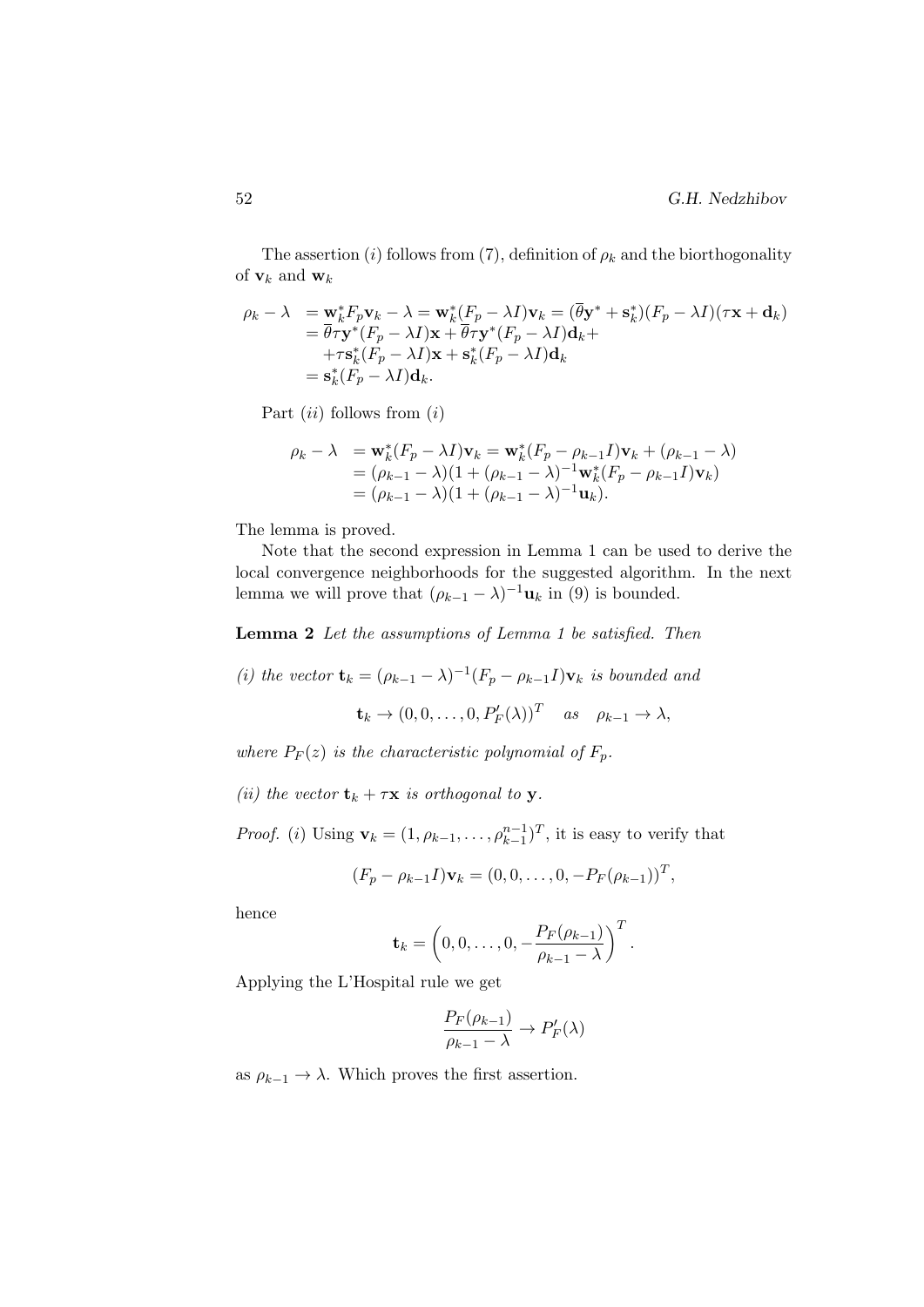The assertion $(i)$ follows from (7), definition of $\rho_k$ and the biorthogonality of $\mathbf{v}_k$ and $\mathbf{w}_k$

$$
\begin{aligned}
\rho_k - \lambda \ &= \mathbf{w}_k^* F_p \mathbf{v}_k - \lambda = \mathbf{w}_k^*(F_p - \lambda I)\mathbf{v}_k = (\overline{\theta}\mathbf{y}^* + \mathbf{s}_k^*)(F_p - \lambda I)(\tau\mathbf{x} + \mathbf{d}_k) \\
&= \overline{\theta}\tau\mathbf{y}^*(F_p - \lambda I)\mathbf{x} + \overline{\theta}\tau\mathbf{y}^*(F_p - \lambda I)\mathbf{d}_k + \\
&\quad + \tau\mathbf{s}_k^*(F_p - \lambda I)\mathbf{x} + \mathbf{s}_k^*(F_p - \lambda I)\mathbf{d}_k \\
&= \mathbf{s}_k^*(F_p - \lambda I)\mathbf{d}_k.
\end{aligned}
$$

Part $(ii)$ follows from $(i)$

$$
\begin{aligned}
\rho_k - \lambda \ &= \mathbf{w}_k^*(F_p - \lambda I)\mathbf{v}_k = \mathbf{w}_k^*(F_p - \rho_{k-1} I)\mathbf{v}_k + (\rho_{k-1} - \lambda) \\
&= (\rho_{k-1} - \lambda)(1 + (\rho_{k-1} - \lambda)^{-1}\mathbf{w}_k^*(F_p - \rho_{k-1} I)\mathbf{v}_k) \\
&= (\rho_{k-1} - \lambda)(1 + (\rho_{k-1} - \lambda)^{-1}\mathbf{u}_k).
\end{aligned}
$$

The lemma is proved.

Note that the second expression in Lemma 1 can be used to derive the local convergence neighborhoods for the suggested algorithm. In the next lemma we will prove that $(\rho_{k-1} - \lambda)^{-1}\mathbf{u}_k$ in (9) is bounded.

**Lemma 2** *Let the assumptions of Lemma 1 be satisfied. Then*

*(i) the vector* $\mathbf{t}_k = (\rho_{k-1} - \lambda)^{-1}(F_p - \rho_{k-1} I)\mathbf{v}_k$ *is bounded and*

$$
\mathbf{t}_k \to (0, 0, \ldots, 0, P_F'(\lambda))^T \quad as \quad \rho_{k-1} \to \lambda,
$$

*where* $P_F(z)$ *is the characteristic polynomial of* $F_p$.

*(ii) the vector* $\mathbf{t}_k + \tau\mathbf{x}$ *is orthogonal to* $\mathbf{y}$.

*Proof.* $(i)$ Using $\mathbf{v}_k = (1, \rho_{k-1}, \ldots, \rho_{k-1}^{n-1})^T$, it is easy to verify that

$$
(F_p - \rho_{k-1} I)\mathbf{v}_k = (0, 0, \ldots, 0, -P_F(\rho_{k-1}))^T,
$$

hence

$$
\mathbf{t}_k = \left(0, 0, \ldots, 0, -\frac{P_F(\rho_{k-1})}{\rho_{k-1} - \lambda}\right)^T.
$$

Applying the L'Hospital rule we get

$$
\frac{P_F(\rho_{k-1})}{\rho_{k-1} - \lambda} \to P_F'(\lambda)
$$

as $\rho_{k-1} \to \lambda$. Which proves the first assertion.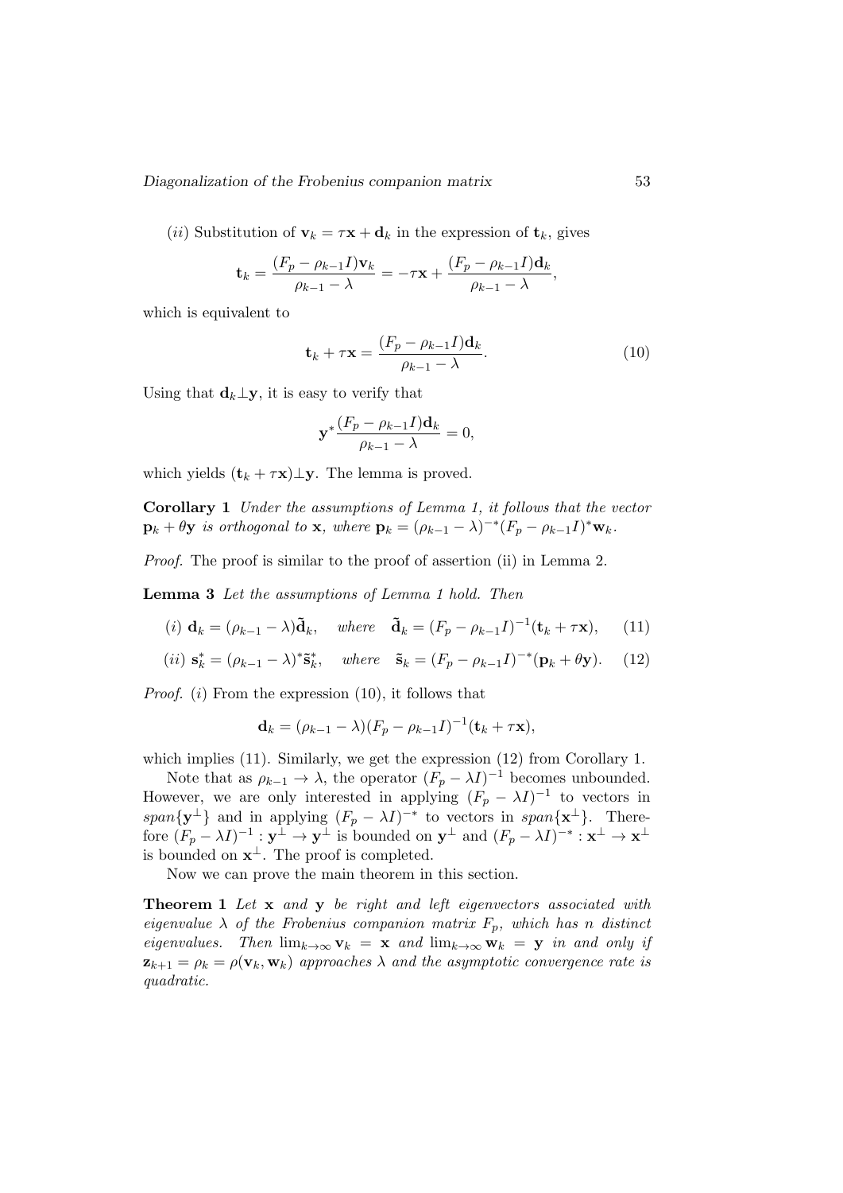($ii$) Substitution of $\mathbf{v}_k = \tau\mathbf{x} + \mathbf{d}_k$ in the expression of $\mathbf{t}_k$, gives

$$\mathbf{t}_k = \frac{(F_p - \rho_{k-1}I)\mathbf{v}_k}{\rho_{k-1} - \lambda} = -\tau\mathbf{x} + \frac{(F_p - \rho_{k-1}I)\mathbf{d}_k}{\rho_{k-1} - \lambda},$$

which is equivalent to

$$\mathbf{t}_k + \tau\mathbf{x} = \frac{(F_p - \rho_{k-1}I)\mathbf{d}_k}{\rho_{k-1} - \lambda}. \tag{10}$$

Using that $\mathbf{d}_k \perp \mathbf{y}$, it is easy to verify that

$$\mathbf{y}^* \frac{(F_p - \rho_{k-1}I)\mathbf{d}_k}{\rho_{k-1} - \lambda} = 0,$$

which yields $(\mathbf{t}_k + \tau\mathbf{x}) \perp \mathbf{y}$. The lemma is proved.

**Corollary 1** *Under the assumptions of Lemma 1, it follows that the vector* $\mathbf{p}_k + \theta\mathbf{y}$ *is orthogonal to* $\mathbf{x}$*, where* $\mathbf{p}_k = (\rho_{k-1} - \lambda)^{-*}(F_p - \rho_{k-1}I)^*\mathbf{w}_k$.

*Proof.* The proof is similar to the proof of assertion (ii) in Lemma 2.

**Lemma 3** *Let the assumptions of Lemma 1 hold. Then*

$$(i)\ \mathbf{d}_k = (\rho_{k-1} - \lambda)\tilde{\mathbf{d}}_k, \quad \text{where} \quad \tilde{\mathbf{d}}_k = (F_p - \rho_{k-1}I)^{-1}(\mathbf{t}_k + \tau\mathbf{x}), \tag{11}$$

$$(ii)\ \mathbf{s}_k^* = (\rho_{k-1} - \lambda)^*\tilde{\mathbf{s}}_k^*, \quad \text{where} \quad \tilde{\mathbf{s}}_k = (F_p - \rho_{k-1}I)^{-*}(\mathbf{p}_k + \theta\mathbf{y}). \tag{12}$$

*Proof.* ($i$) From the expression (10), it follows that

$$\mathbf{d}_k = (\rho_{k-1} - \lambda)(F_p - \rho_{k-1}I)^{-1}(\mathbf{t}_k + \tau\mathbf{x}),$$

which implies (11). Similarly, we get the expression (12) from Corollary 1.

Note that as $\rho_{k-1} \to \lambda$, the operator $(F_p - \lambda I)^{-1}$ becomes unbounded. However, we are only interested in applying $(F_p - \lambda I)^{-1}$ to vectors in $span\{\mathbf{y}^\perp\}$ and in applying $(F_p - \lambda I)^{-*}$ to vectors in $span\{\mathbf{x}^\perp\}$. Therefore $(F_p - \lambda I)^{-1} : \mathbf{y}^\perp \to \mathbf{y}^\perp$ is bounded on $\mathbf{y}^\perp$ and $(F_p - \lambda I)^{-*} : \mathbf{x}^\perp \to \mathbf{x}^\perp$ is bounded on $\mathbf{x}^\perp$. The proof is completed.

Now we can prove the main theorem in this section.

**Theorem 1** *Let* $\mathbf{x}$ *and* $\mathbf{y}$ *be right and left eigenvectors associated with eigenvalue* $\lambda$ *of the Frobenius companion matrix* $F_p$*, which has* $n$ *distinct eigenvalues. Then* $\lim_{k\to\infty}\mathbf{v}_k = \mathbf{x}$ *and* $\lim_{k\to\infty}\mathbf{w}_k = \mathbf{y}$ *in and only if* $\mathbf{z}_{k+1} = \rho_k = \rho(\mathbf{v}_k, \mathbf{w}_k)$ *approaches* $\lambda$ *and the asymptotic convergence rate is quadratic.*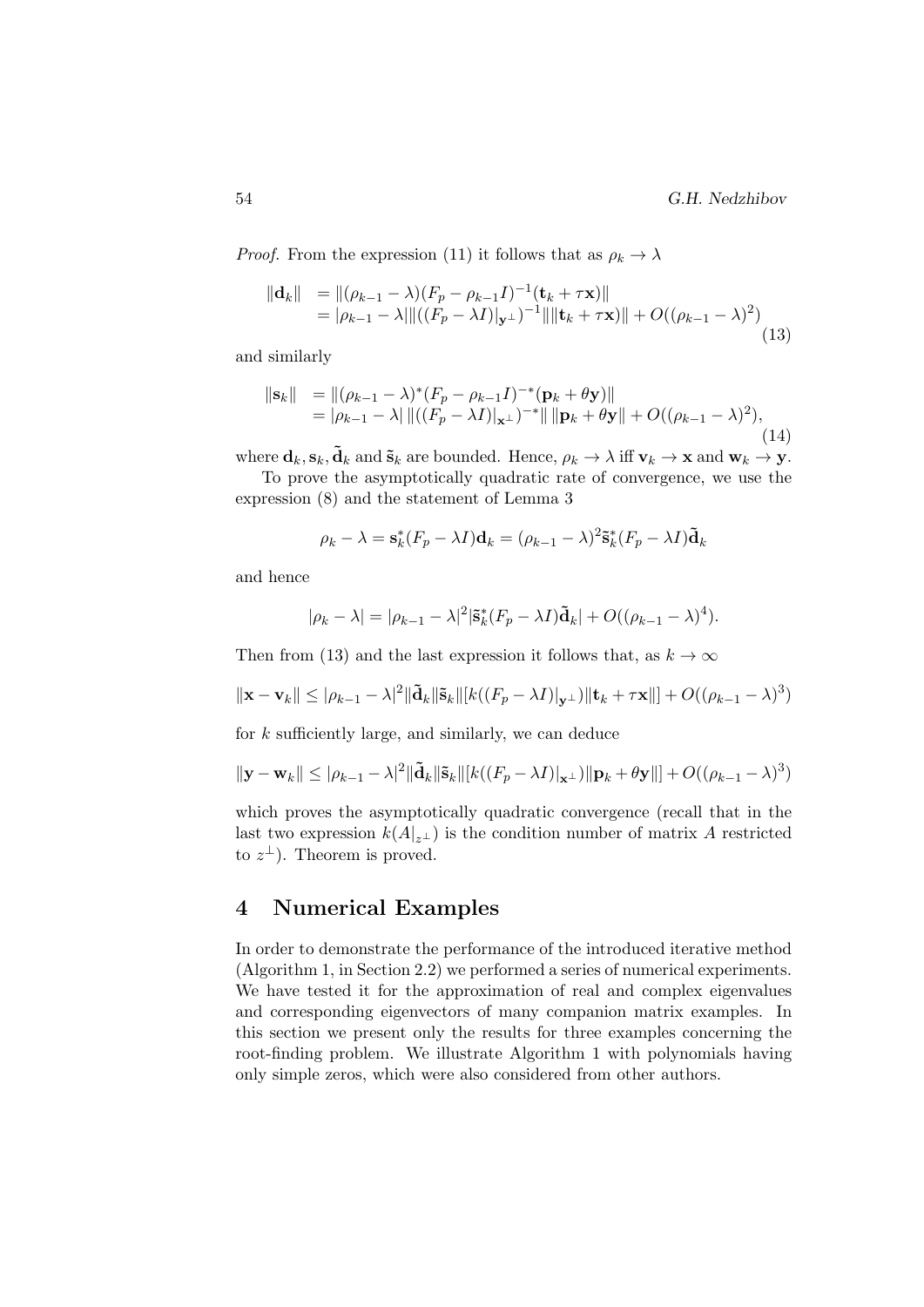*Proof.* From the expression (11) it follows that as $\rho_k \to \lambda$

$$
\begin{aligned}
\|\mathbf{d}_k\| &= \|(\rho_{k-1} - \lambda)(F_p - \rho_{k-1} I)^{-1}(\mathbf{t}_k + \tau \mathbf{x})\| \\
&= |\rho_{k-1} - \lambda| \|((F_p - \lambda I)|_{\mathbf{y}^\perp})^{-1}\| \|\mathbf{t}_k + \tau \mathbf{x}\| + O((\rho_{k-1} - \lambda)^2)
\end{aligned}
\tag{13}
$$

and similarly

$$
\begin{aligned}
\|\mathbf{s}_k\| &= \|(\rho_{k-1} - \lambda)^*(F_p - \rho_{k-1} I)^{-*}(\mathbf{p}_k + \theta \mathbf{y})\| \\
&= |\rho_{k-1} - \lambda| \, \|((F_p - \lambda I)|_{\mathbf{x}^\perp})^{-*}\| \, \|\mathbf{p}_k + \theta \mathbf{y}\| + O((\rho_{k-1} - \lambda)^2),
\end{aligned}
\tag{14}
$$

where $\mathbf{d}_k, \mathbf{s}_k, \tilde{\mathbf{d}}_k$ and $\tilde{\mathbf{s}}_k$ are bounded. Hence, $\rho_k \to \lambda$ iff $\mathbf{v}_k \to \mathbf{x}$ and $\mathbf{w}_k \to \mathbf{y}$.

To prove the asymptotically quadratic rate of convergence, we use the expression (8) and the statement of Lemma 3

$$
\rho_k - \lambda = \mathbf{s}_k^*(F_p - \lambda I)\mathbf{d}_k = (\rho_{k-1} - \lambda)^2 \tilde{\mathbf{s}}_k^*(F_p - \lambda I)\tilde{\mathbf{d}}_k
$$

and hence

$$
|\rho_k - \lambda| = |\rho_{k-1} - \lambda|^2 |\tilde{\mathbf{s}}_k^*(F_p - \lambda I)\tilde{\mathbf{d}}_k| + O((\rho_{k-1} - \lambda)^4).
$$

Then from (13) and the last expression it follows that, as $k \to \infty$

$$
\|\mathbf{x} - \mathbf{v}_k\| \leq |\rho_{k-1} - \lambda|^2 \|\tilde{\mathbf{d}}_k\| \|\tilde{\mathbf{s}}_k\| [k((F_p - \lambda I)|_{\mathbf{y}^\perp}) \|\mathbf{t}_k + \tau \mathbf{x}\|] + O((\rho_{k-1} - \lambda)^3)
$$

for $k$ sufficiently large, and similarly, we can deduce

$$
\|\mathbf{y} - \mathbf{w}_k\| \leq |\rho_{k-1} - \lambda|^2 \|\tilde{\mathbf{d}}_k\| \|\tilde{\mathbf{s}}_k\| [k((F_p - \lambda I)|_{\mathbf{x}^\perp}) \|\mathbf{p}_k + \theta \mathbf{y}\|] + O((\rho_{k-1} - \lambda)^3)
$$

which proves the asymptotically quadratic convergence (recall that in the last two expression $k(A|_{z^\perp})$ is the condition number of matrix $A$ restricted to $z^\perp$). Theorem is proved.

## 4 Numerical Examples

In order to demonstrate the performance of the introduced iterative method (Algorithm 1, in Section 2.2) we performed a series of numerical experiments. We have tested it for the approximation of real and complex eigenvalues and corresponding eigenvectors of many companion matrix examples. In this section we present only the results for three examples concerning the root-finding problem. We illustrate Algorithm 1 with polynomials having only simple zeros, which were also considered from other authors.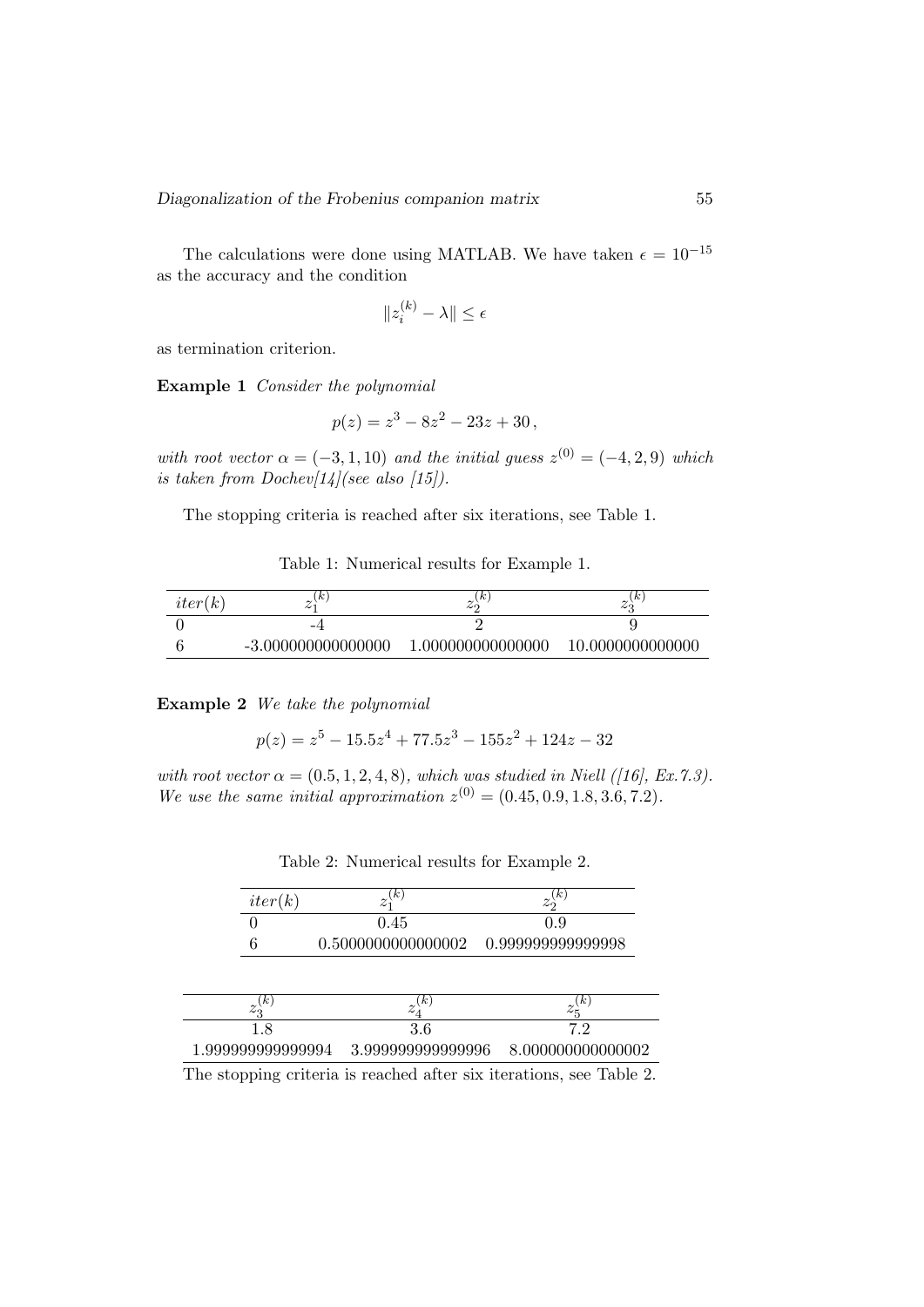The calculations were done using MATLAB. We have taken $\epsilon = 10^{-15}$ as the accuracy and the condition

$$\|z_i^{(k)} - \lambda\| \leq \epsilon$$

as termination criterion.

**Example 1** *Consider the polynomial*

$$p(z) = z^3 - 8z^2 - 23z + 30\,,$$

*with root vector* $\alpha = (-3, 1, 10)$ *and the initial guess* $z^{(0)} = (-4, 2, 9)$ *which is taken from Dochev[14](see also [15]).*

The stopping criteria is reached after six iterations, see Table 1.

Table 1: Numerical results for Example 1.

| $iter(k)$ | $z_1^{(k)}$ | $z_2^{(k)}$ | $z_3^{(k)}$ |
|---|---|---|---|
| 0 | -4 | 2 | 9 |
| 6 | -3.000000000000000 | 1.000000000000000 | 10.0000000000000 |

**Example 2** *We take the polynomial*

$$p(z) = z^5 - 15.5z^4 + 77.5z^3 - 155z^2 + 124z - 32$$

*with root vector* $\alpha = (0.5, 1, 2, 4, 8)$*, which was studied in Niell ([16], Ex.7.3). We use the same initial approximation* $z^{(0)} = (0.45, 0.9, 1.8, 3.6, 7.2)$.

Table 2: Numerical results for Example 2.

| $iter(k)$ | $z_1^{(k)}$ | $z_2^{(k)}$ | $z_3^{(k)}$ | $z_4^{(k)}$ | $z_5^{(k)}$ |
|---|---|---|---|---|---|
| 0 | 0.45 | 0.9 | 1.8 | 3.6 | 7.2 |
| 6 | 0.5000000000000002 | 0.999999999999998 | 1.999999999999994 | 3.999999999999996 | 8.000000000000002 |

The stopping criteria is reached after six iterations, see Table 2.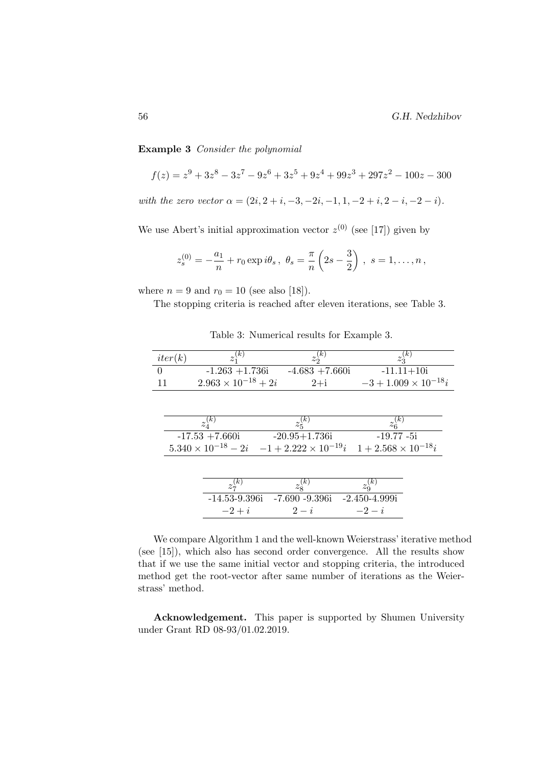**Example 3** *Consider the polynomial*

$$f(z) = z^9 + 3z^8 - 3z^7 - 9z^6 + 3z^5 + 9z^4 + 99z^3 + 297z^2 - 100z - 300$$

*with the zero vector* $\alpha = (2i, 2+i, -3, -2i, -1, 1, -2+i, 2-i, -2-i)$.

We use Abert's initial approximation vector $z^{(0)}$ (see [17]) given by

$$z_s^{(0)} = -\frac{a_1}{n} + r_0 \exp i\theta_s \, , \; \theta_s = \frac{\pi}{n}\left(2s - \frac{3}{2}\right) \, , \; s = 1, \ldots, n \, ,$$

where $n = 9$ and $r_0 = 10$ (see also [18]).

The stopping criteria is reached after eleven iterations, see Table 3.

Table 3: Numerical results for Example 3.

| $iter(k)$ | $z_1^{(k)}$ | $z_2^{(k)}$ | $z_3^{(k)}$ |
|---|---|---|---|
| 0 | -1.263 +1.736i | -4.683 +7.660i | -11.11+10i |
| 11 | $2.963 \times 10^{-18} + 2i$ | 2+i | $-3 + 1.009 \times 10^{-18} i$ |

| $z_4^{(k)}$ | $z_5^{(k)}$ | $z_6^{(k)}$ |
|---|---|---|
| -17.53 +7.660i | -20.95+1.736i | -19.77 -5i |
| $5.340 \times 10^{-18} - 2i$ | $-1 + 2.222 \times 10^{-19} i$ | $1 + 2.568 \times 10^{-18} i$ |

| $z_7^{(k)}$ | $z_8^{(k)}$ | $z_9^{(k)}$ |
|---|---|---|
| -14.53-9.396i | -7.690 -9.396i | -2.450-4.999i |
| $-2+i$ | $2-i$ | $-2-i$ |

We compare Algorithm 1 and the well-known Weierstrass' iterative method (see [15]), which also has second order convergence. All the results show that if we use the same initial vector and stopping criteria, the introduced method get the root-vector after same number of iterations as the Weierstrass' method.

**Acknowledgement.** This paper is supported by Shumen University under Grant RD 08-93/01.02.2019.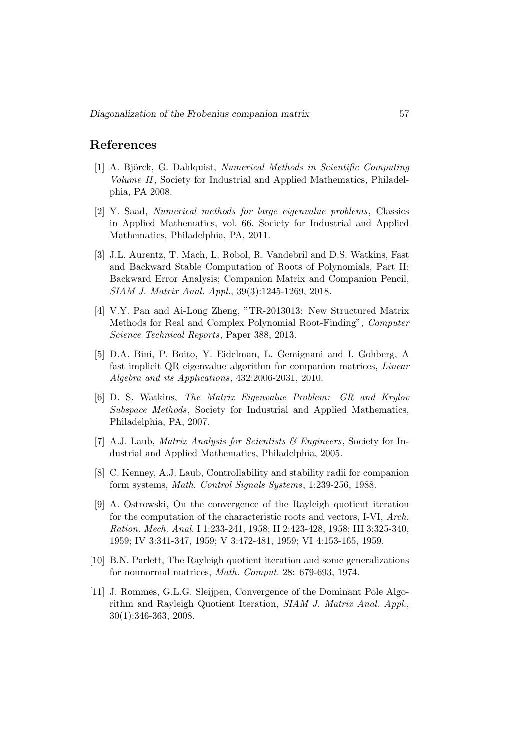## References

[1] A. Björck, G. Dahlquist, *Numerical Methods in Scientific Computing Volume II*, Society for Industrial and Applied Mathematics, Philadelphia, PA 2008.

[2] Y. Saad, *Numerical methods for large eigenvalue problems*, Classics in Applied Mathematics, vol. 66, Society for Industrial and Applied Mathematics, Philadelphia, PA, 2011.

[3] J.L. Aurentz, T. Mach, L. Robol, R. Vandebril and D.S. Watkins, Fast and Backward Stable Computation of Roots of Polynomials, Part II: Backward Error Analysis; Companion Matrix and Companion Pencil, *SIAM J. Matrix Anal. Appl.*, 39(3):1245-1269, 2018.

[4] V.Y. Pan and Ai-Long Zheng, "TR-2013013: New Structured Matrix Methods for Real and Complex Polynomial Root-Finding", *Computer Science Technical Reports*, Paper 388, 2013.

[5] D.A. Bini, P. Boito, Y. Eidelman, L. Gemignani and I. Gohberg, A fast implicit QR eigenvalue algorithm for companion matrices, *Linear Algebra and its Applications*, 432:2006-2031, 2010.

[6] D. S. Watkins, *The Matrix Eigenvalue Problem: GR and Krylov Subspace Methods*, Society for Industrial and Applied Mathematics, Philadelphia, PA, 2007.

[7] A.J. Laub, *Matrix Analysis for Scientists & Engineers*, Society for Industrial and Applied Mathematics, Philadelphia, 2005.

[8] C. Kenney, A.J. Laub, Controllability and stability radii for companion form systems, *Math. Control Signals Systems*, 1:239-256, 1988.

[9] A. Ostrowski, On the convergence of the Rayleigh quotient iteration for the computation of the characteristic roots and vectors, I-VI, *Arch. Ration. Mech. Anal.* I 1:233-241, 1958; II 2:423-428, 1958; III 3:325-340, 1959; IV 3:341-347, 1959; V 3:472-481, 1959; VI 4:153-165, 1959.

[10] B.N. Parlett, The Rayleigh quotient iteration and some generalizations for nonnormal matrices, *Math. Comput.* 28: 679-693, 1974.

[11] J. Rommes, G.L.G. Sleijpen, Convergence of the Dominant Pole Algorithm and Rayleigh Quotient Iteration, *SIAM J. Matrix Anal. Appl.*, 30(1):346-363, 2008.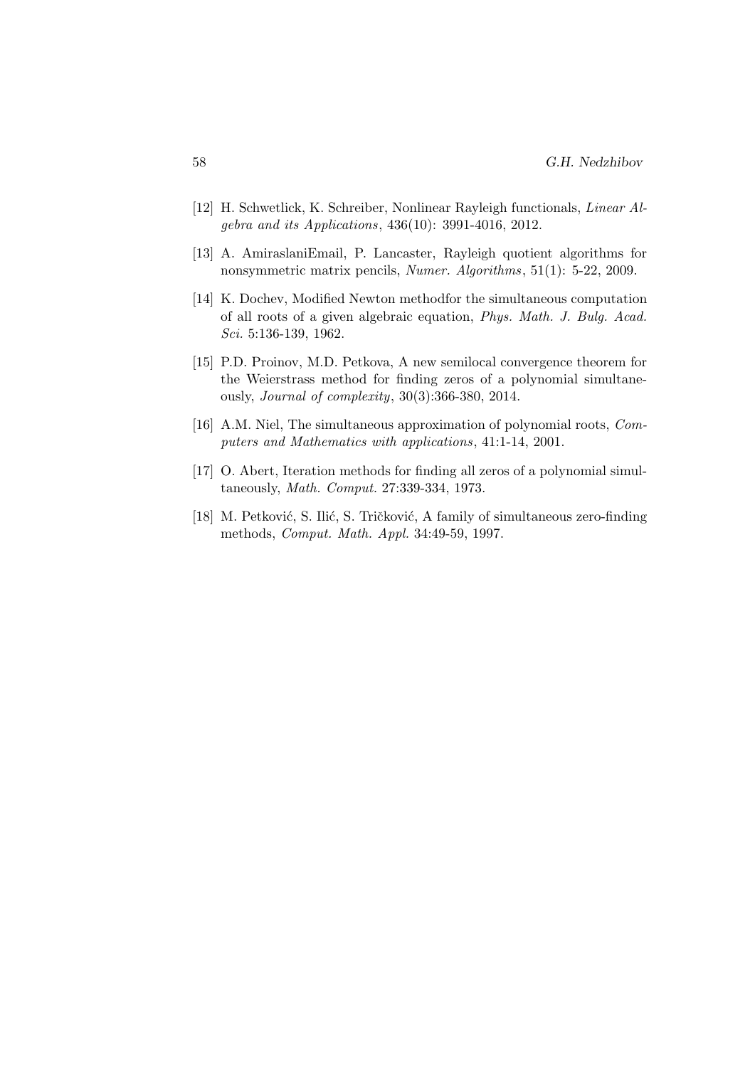[12] H. Schwetlick, K. Schreiber, Nonlinear Rayleigh functionals, *Linear Algebra and its Applications*, 436(10): 3991-4016, 2012.

[13] A. AmiraslaniEmail, P. Lancaster, Rayleigh quotient algorithms for nonsymmetric matrix pencils, *Numer. Algorithms*, 51(1): 5-22, 2009.

[14] K. Dochev, Modified Newton methodfor the simultaneous computation of all roots of a given algebraic equation, *Phys. Math. J. Bulg. Acad. Sci.* 5:136-139, 1962.

[15] P.D. Proinov, M.D. Petkova, A new semilocal convergence theorem for the Weierstrass method for finding zeros of a polynomial simultaneously, *Journal of complexity*, 30(3):366-380, 2014.

[16] A.M. Niel, The simultaneous approximation of polynomial roots, *Computers and Mathematics with applications*, 41:1-14, 2001.

[17] O. Abert, Iteration methods for finding all zeros of a polynomial simultaneously, *Math. Comput.* 27:339-334, 1973.

[18] M. Petković, S. Ilić, S. Tričković, A family of simultaneous zero-finding methods, *Comput. Math. Appl.* 34:49-59, 1997.